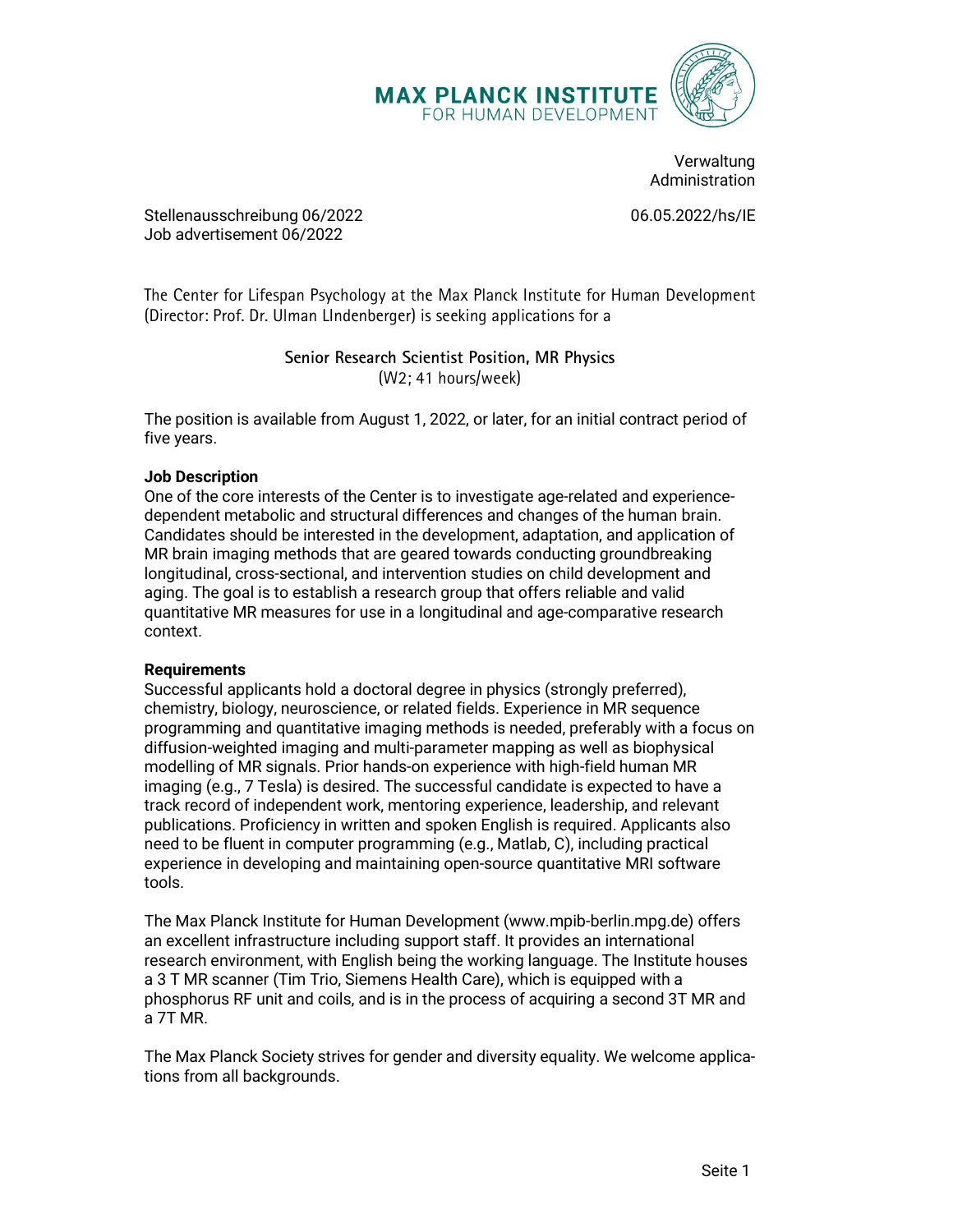MAX PLANCK INSTITUTE
FOR HUMAN DEVELOPMENT

Verwaltung
Administration

Stellenausschreibung 06/2022
Job advertisement 06/2022

06.05.2022/hs/IE

The Center for Lifespan Psychology at the Max Planck Institute for Human Development (Director: Prof. Dr. Ulman LIndenberger) is seeking applications for a

**Senior Research Scientist Position, MR Physics**
(W2; 41 hours/week)

The position is available from August 1, 2022, or later, for an initial contract period of five years.

**Job Description**
One of the core interests of the Center is to investigate age-related and experience-dependent metabolic and structural differences and changes of the human brain. Candidates should be interested in the development, adaptation, and application of MR brain imaging methods that are geared towards conducting groundbreaking longitudinal, cross-sectional, and intervention studies on child development and aging. The goal is to establish a research group that offers reliable and valid quantitative MR measures for use in a longitudinal and age-comparative research context.

**Requirements**
Successful applicants hold a doctoral degree in physics (strongly preferred), chemistry, biology, neuroscience, or related fields. Experience in MR sequence programming and quantitative imaging methods is needed, preferably with a focus on diffusion-weighted imaging and multi-parameter mapping as well as biophysical modelling of MR signals. Prior hands-on experience with high-field human MR imaging (e.g., 7 Tesla) is desired. The successful candidate is expected to have a track record of independent work, mentoring experience, leadership, and relevant publications. Proficiency in written and spoken English is required. Applicants also need to be fluent in computer programming (e.g., Matlab, C), including practical experience in developing and maintaining open-source quantitative MRI software tools.

The Max Planck Institute for Human Development (www.mpib-berlin.mpg.de) offers an excellent infrastructure including support staff. It provides an international research environment, with English being the working language. The Institute houses a 3 T MR scanner (Tim Trio, Siemens Health Care), which is equipped with a phosphorus RF unit and coils, and is in the process of acquiring a second 3T MR and a 7T MR.

The Max Planck Society strives for gender and diversity equality. We welcome applications from all backgrounds.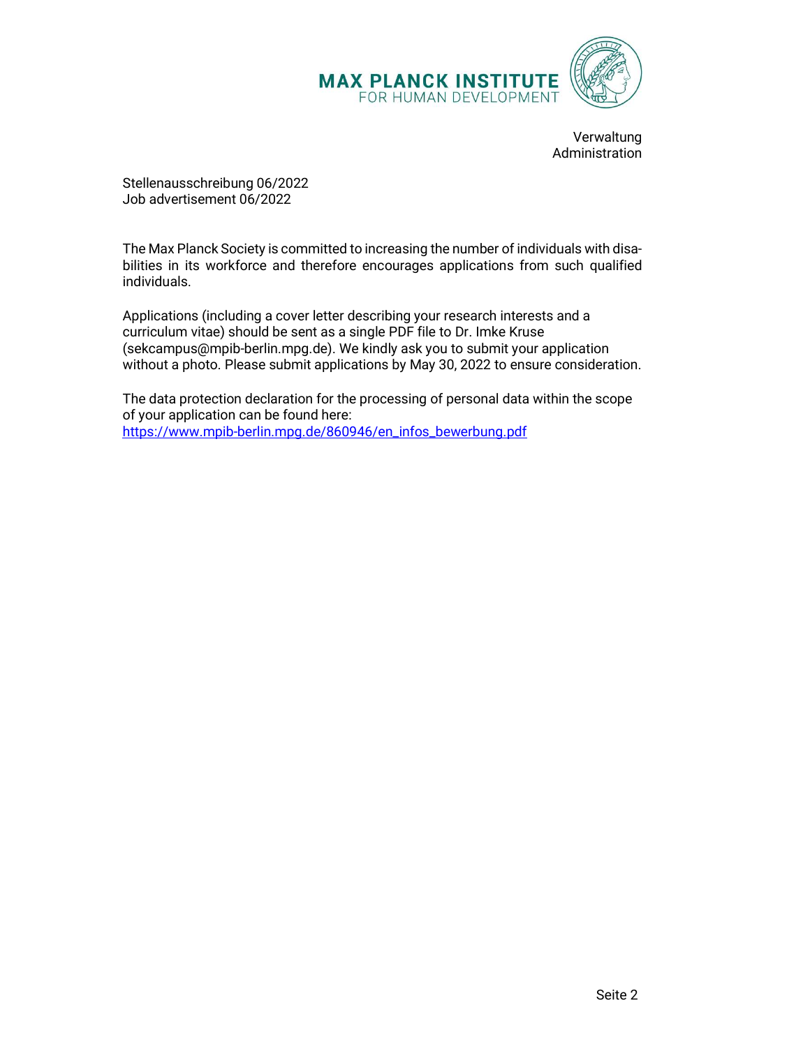MAX PLANCK INSTITUTE
FOR HUMAN DEVELOPMENT

Verwaltung
Administration

Stellenausschreibung 06/2022
Job advertisement 06/2022

The Max Planck Society is committed to increasing the number of individuals with disabilities in its workforce and therefore encourages applications from such qualified individuals.

Applications (including a cover letter describing your research interests and a curriculum vitae) should be sent as a single PDF file to Dr. Imke Kruse (sekcampus@mpib-berlin.mpg.de). We kindly ask you to submit your application without a photo. Please submit applications by May 30, 2022 to ensure consideration.

The data protection declaration for the processing of personal data within the scope of your application can be found here:
[https://www.mpib-berlin.mpg.de/860946/en_infos_bewerbung.pdf](https://www.mpib-berlin.mpg.de/860946/en_infos_bewerbung.pdf)